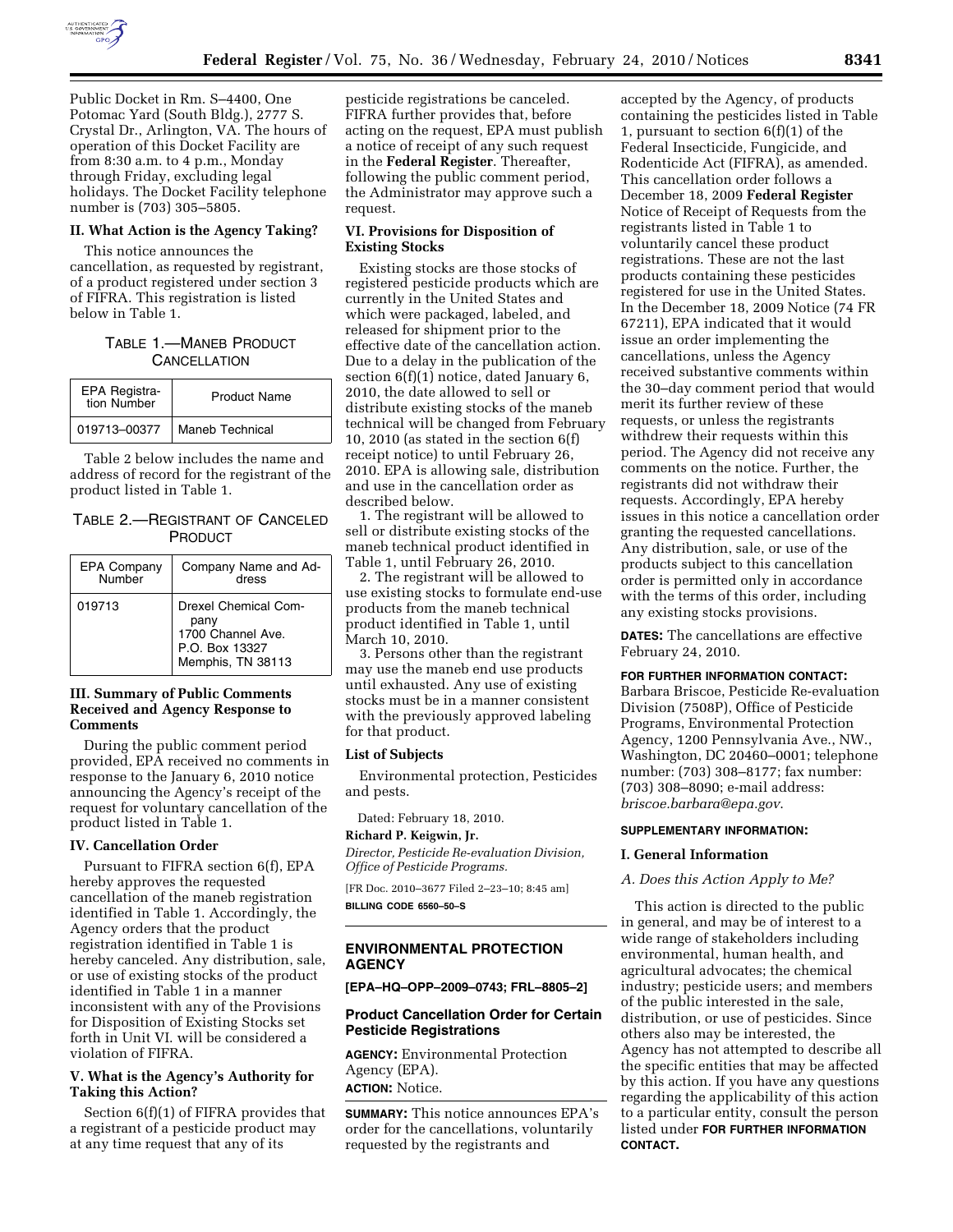Public Docket in Rm. S–4400, One Potomac Yard (South Bldg.), 2777 S. Crystal Dr., Arlington, VA. The hours of operation of this Docket Facility are from 8:30 a.m. to 4 p.m., Monday through Friday, excluding legal holidays. The Docket Facility telephone number is (703) 305–5805.

### II. What Action is the Agency Taking?

This notice announces the cancellation, as requested by registrant, of a product registered under section 3 of FIFRA. This registration is listed below in Table 1.

TABLE 1.—MANEB PRODUCT CANCELLATION

| EPA Registration Number | Product Name |
|---|---|
| 019713–00377 | Maneb Technical |

Table 2 below includes the name and address of record for the registrant of the product listed in Table 1.

TABLE 2.—REGISTRANT OF CANCELED PRODUCT

| EPA Company Number | Company Name and Address |
|---|---|
| 019713 | Drexel Chemical Company 1700 Channel Ave. P.O. Box 13327 Memphis, TN 38113 |

### III. Summary of Public Comments Received and Agency Response to Comments

During the public comment period provided, EPA received no comments in response to the January 6, 2010 notice announcing the Agency's receipt of the request for voluntary cancellation of the product listed in Table 1.

### IV. Cancellation Order

Pursuant to FIFRA section 6(f), EPA hereby approves the requested cancellation of the maneb registration identified in Table 1. Accordingly, the Agency orders that the product registration identified in Table 1 is hereby canceled. Any distribution, sale, or use of existing stocks of the product identified in Table 1 in a manner inconsistent with any of the Provisions for Disposition of Existing Stocks set forth in Unit VI. will be considered a violation of FIFRA.

### V. What is the Agency's Authority for Taking this Action?

Section 6(f)(1) of FIFRA provides that a registrant of a pesticide product may at any time request that any of its pesticide registrations be canceled. FIFRA further provides that, before acting on the request, EPA must publish a notice of receipt of any such request in the **Federal Register**. Thereafter, following the public comment period, the Administrator may approve such a request.

### VI. Provisions for Disposition of Existing Stocks

Existing stocks are those stocks of registered pesticide products which are currently in the United States and which were packaged, labeled, and released for shipment prior to the effective date of the cancellation action. Due to a delay in the publication of the section 6(f)(1) notice, dated January 6, 2010, the date allowed to sell or distribute existing stocks of the maneb technical will be changed from February 10, 2010 (as stated in the section 6(f) receipt notice) to until February 26, 2010. EPA is allowing sale, distribution and use in the cancellation order as described below.

1. The registrant will be allowed to sell or distribute existing stocks of the maneb technical product identified in Table 1, until February 26, 2010.

2. The registrant will be allowed to use existing stocks to formulate end-use products from the maneb technical product identified in Table 1, until March 10, 2010.

3. Persons other than the registrant may use the maneb end use products until exhausted. Any use of existing stocks must be in a manner consistent with the previously approved labeling for that product.

### List of Subjects

Environmental protection, Pesticides and pests.

Dated: February 18, 2010.

**Richard P. Keigwin, Jr.**

*Director, Pesticide Re-evaluation Division, Office of Pesticide Programs.*

[FR Doc. 2010–3677 Filed 2–23–10; 8:45 am]

**BILLING CODE 6560–50–S**

## ENVIRONMENTAL PROTECTION AGENCY

**[EPA–HQ–OPP–2009–0743; FRL–8805–2]**

## Product Cancellation Order for Certain Pesticide Registrations

**AGENCY:** Environmental Protection Agency (EPA).

**ACTION:** Notice.

**SUMMARY:** This notice announces EPA's order for the cancellations, voluntarily requested by the registrants and accepted by the Agency, of products containing the pesticides listed in Table 1, pursuant to section 6(f)(1) of the Federal Insecticide, Fungicide, and Rodenticide Act (FIFRA), as amended. This cancellation order follows a December 18, 2009 **Federal Register** Notice of Receipt of Requests from the registrants listed in Table 1 to voluntarily cancel these product registrations. These are not the last products containing these pesticides registered for use in the United States. In the December 18, 2009 Notice (74 FR 67211), EPA indicated that it would issue an order implementing the cancellations, unless the Agency received substantive comments within the 30–day comment period that would merit its further review of these requests, or unless the registrants withdrew their requests within this period. The Agency did not receive any comments on the notice. Further, the registrants did not withdraw their requests. Accordingly, EPA hereby issues in this notice a cancellation order granting the requested cancellations. Any distribution, sale, or use of the products subject to this cancellation order is permitted only in accordance with the terms of this order, including any existing stocks provisions.

**DATES:** The cancellations are effective February 24, 2010.

**FOR FURTHER INFORMATION CONTACT:** Barbara Briscoe, Pesticide Re-evaluation Division (7508P), Office of Pesticide Programs, Environmental Protection Agency, 1200 Pennsylvania Ave., NW., Washington, DC 20460–0001; telephone number: (703) 308–8177; fax number: (703) 308–8090; e-mail address: *briscoe.barbara@epa.gov*.

**SUPPLEMENTARY INFORMATION:**

### I. General Information

*A. Does this Action Apply to Me?*

This action is directed to the public in general, and may be of interest to a wide range of stakeholders including environmental, human health, and agricultural advocates; the chemical industry; pesticide users; and members of the public interested in the sale, distribution, or use of pesticides. Since others also may be interested, the Agency has not attempted to describe all the specific entities that may be affected by this action. If you have any questions regarding the applicability of this action to a particular entity, consult the person listed under **FOR FURTHER INFORMATION CONTACT.**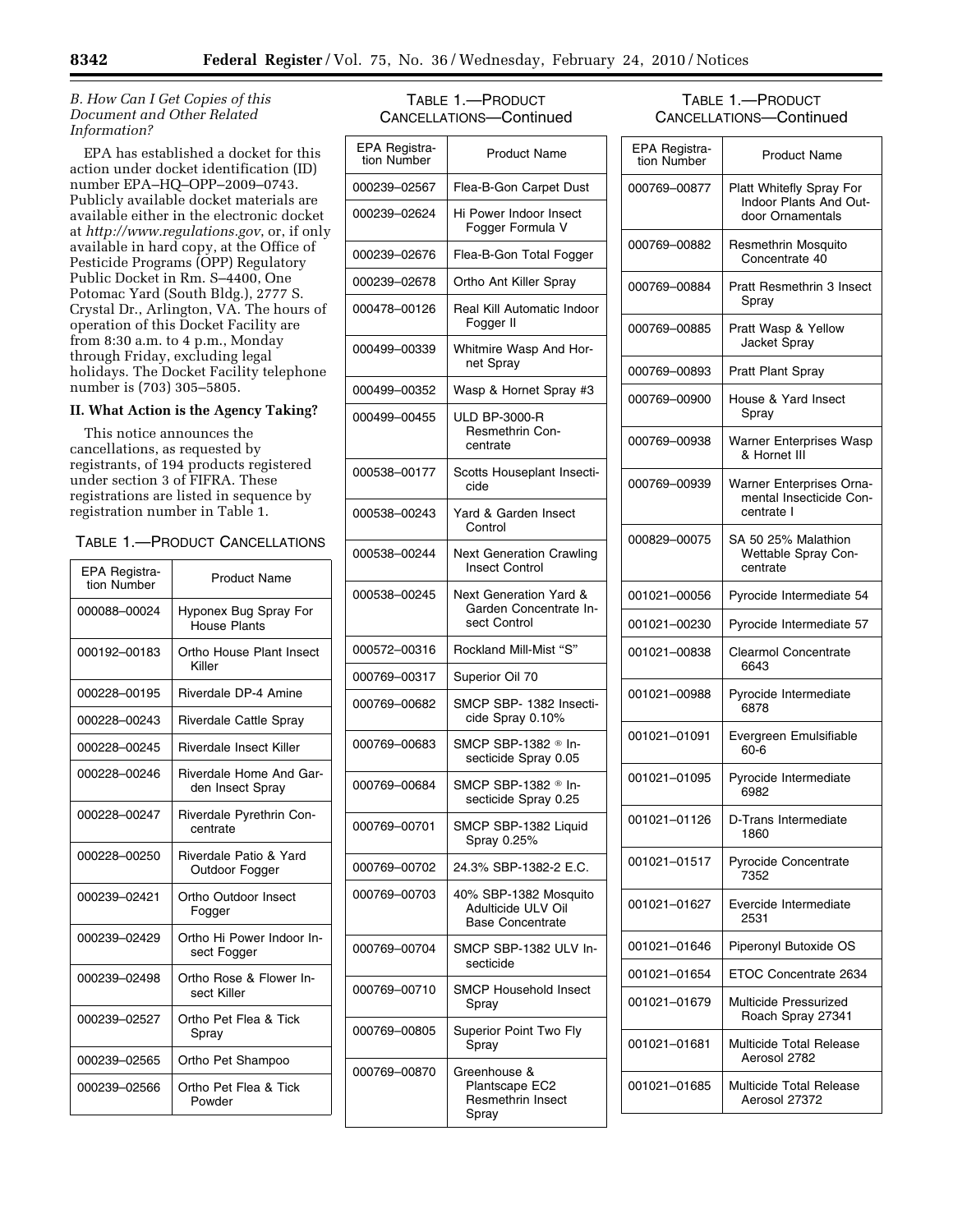*B. How Can I Get Copies of this Document and Other Related Information?*

EPA has established a docket for this action under docket identification (ID) number EPA–HQ–OPP–2009–0743. Publicly available docket materials are available either in the electronic docket at *http://www.regulations.gov*, or, if only available in hard copy, at the Office of Pesticide Programs (OPP) Regulatory Public Docket in Rm. S–4400, One Potomac Yard (South Bldg.), 2777 S. Crystal Dr., Arlington, VA. The hours of operation of this Docket Facility are from 8:30 a.m. to 4 p.m., Monday through Friday, excluding legal holidays. The Docket Facility telephone number is (703) 305–5805.

## II. What Action is the Agency Taking?

This notice announces the cancellations, as requested by registrants, of 194 products registered under section 3 of FIFRA. These registrations are listed in sequence by registration number in Table 1.

TABLE 1.—PRODUCT CANCELLATIONS

| EPA Registration Number | Product Name |
|---|---|
| 000088–00024 | Hyponex Bug Spray For House Plants |
| 000192–00183 | Ortho House Plant Insect Killer |
| 000228–00195 | Riverdale DP-4 Amine |
| 000228–00243 | Riverdale Cattle Spray |
| 000228–00245 | Riverdale Insect Killer |
| 000228–00246 | Riverdale Home And Garden Insect Spray |
| 000228–00247 | Riverdale Pyrethrin Concentrate |
| 000228–00250 | Riverdale Patio & Yard Outdoor Fogger |
| 000239–02421 | Ortho Outdoor Insect Fogger |
| 000239–02429 | Ortho Hi Power Indoor Insect Fogger |
| 000239–02498 | Ortho Rose & Flower Insect Killer |
| 000239–02527 | Ortho Pet Flea & Tick Spray |
| 000239–02565 | Ortho Pet Shampoo |
| 000239–02566 | Ortho Pet Flea & Tick Powder |
| 000239–02567 | Flea-B-Gon Carpet Dust |
| 000239–02624 | Hi Power Indoor Insect Fogger Formula V |
| 000239–02676 | Flea-B-Gon Total Fogger |
| 000239–02678 | Ortho Ant Killer Spray |
| 000478–00126 | Real Kill Automatic Indoor Fogger II |
| 000499–00339 | Whitmire Wasp And Hornet Spray |
| 000499–00352 | Wasp & Hornet Spray #3 |
| 000499–00455 | ULD BP-3000-R Resmethrin Concentrate |
| 000538–00177 | Scotts Houseplant Insecticide |
| 000538–00243 | Yard & Garden Insect Control |
| 000538–00244 | Next Generation Crawling Insect Control |
| 000538–00245 | Next Generation Yard & Garden Concentrate Insect Control |
| 000572–00316 | Rockland Mill-Mist “S” |
| 000769–00317 | Superior Oil 70 |
| 000769–00682 | SMCP SBP- 1382 Insecticide Spray 0.10% |
| 000769–00683 | SMCP SBP-1382 ® Insecticide Spray 0.05 |
| 000769–00684 | SMCP SBP-1382 ® Insecticide Spray 0.25 |
| 000769–00701 | SMCP SBP-1382 Liquid Spray 0.25% |
| 000769–00702 | 24.3% SBP-1382-2 E.C. |
| 000769–00703 | 40% SBP-1382 Mosquito Adulticide ULV Oil Base Concentrate |
| 000769–00704 | SMCP SBP-1382 ULV Insecticide |
| 000769–00710 | SMCP Household Insect Spray |
| 000769–00805 | Superior Point Two Fly Spray |
| 000769–00870 | Greenhouse & Plantscape EC2 Resmethrin Insect Spray |
| 000769–00877 | Platt Whitefly Spray For Indoor Plants And Outdoor Ornamentals |
| 000769–00882 | Resmethrin Mosquito Concentrate 40 |
| 000769–00884 | Pratt Resmethrin 3 Insect Spray |
| 000769–00885 | Pratt Wasp & Yellow Jacket Spray |
| 000769–00893 | Pratt Plant Spray |
| 000769–00900 | House & Yard Insect Spray |
| 000769–00938 | Warner Enterprises Wasp & Hornet III |
| 000769–00939 | Warner Enterprises Ornamental Insecticide Concentrate I |
| 000829–00075 | SA 50 25% Malathion Wettable Spray Concentrate |
| 001021–00056 | Pyrocide Intermediate 54 |
| 001021–00230 | Pyrocide Intermediate 57 |
| 001021–00838 | Clearmol Concentrate 6643 |
| 001021–00988 | Pyrocide Intermediate 6878 |
| 001021–01091 | Evergreen Emulsifiable 60-6 |
| 001021–01095 | Pyrocide Intermediate 6982 |
| 001021–01126 | D-Trans Intermediate 1860 |
| 001021–01517 | Pyrocide Concentrate 7352 |
| 001021–01627 | Evercide Intermediate 2531 |
| 001021–01646 | Piperonyl Butoxide OS |
| 001021–01654 | ETOC Concentrate 2634 |
| 001021–01679 | Multicide Pressurized Roach Spray 27341 |
| 001021–01681 | Multicide Total Release Aerosol 2782 |
| 001021–01685 | Multicide Total Release Aerosol 27372 |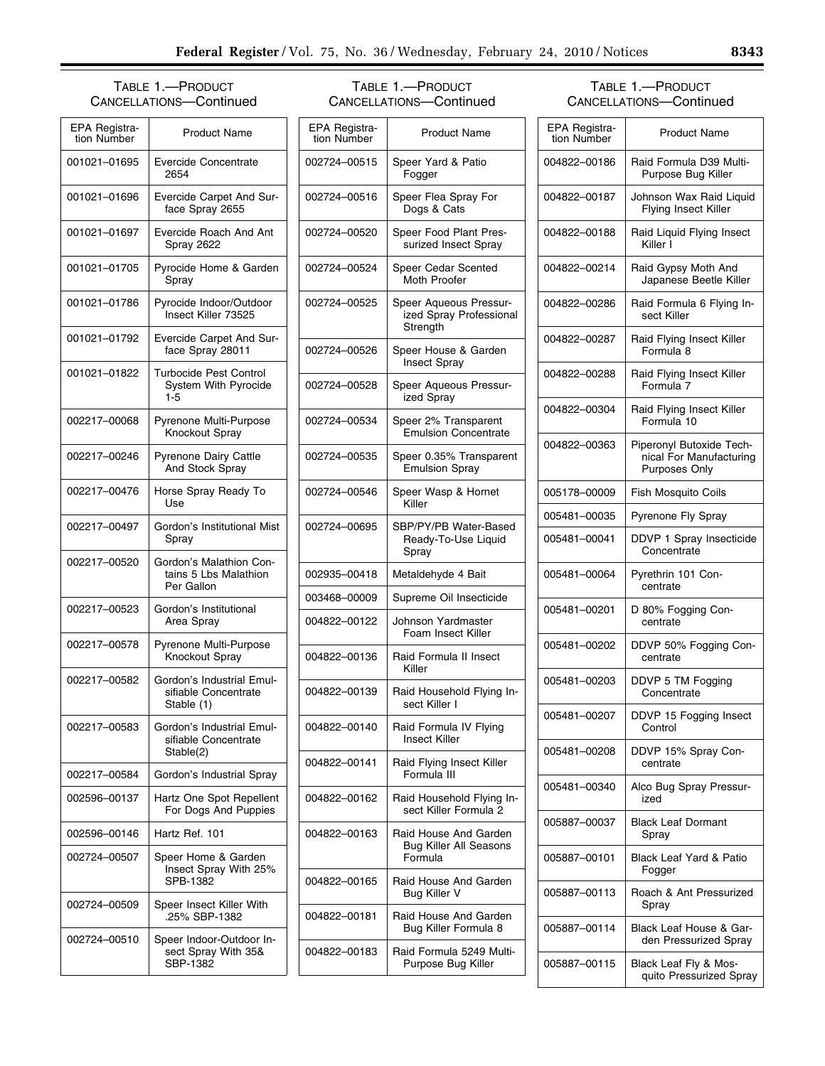TABLE 1.—PRODUCT CANCELLATIONS—Continued

| EPA Registration Number | Product Name |
|---|---|
| 001021–01695 | Evercide Concentrate 2654 |
| 001021–01696 | Evercide Carpet And Surface Spray 2655 |
| 001021–01697 | Evercide Roach And Ant Spray 2622 |
| 001021–01705 | Pyrocide Home & Garden Spray |
| 001021–01786 | Pyrocide Indoor/Outdoor Insect Killer 73525 |
| 001021–01792 | Evercide Carpet And Surface Spray 28011 |
| 001021–01822 | Turbocide Pest Control System With Pyrocide 1-5 |
| 002217–00068 | Pyrenone Multi-Purpose Knockout Spray |
| 002217–00246 | Pyrenone Dairy Cattle And Stock Spray |
| 002217–00476 | Horse Spray Ready To Use |
| 002217–00497 | Gordon's Institutional Mist Spray |
| 002217–00520 | Gordon's Malathion Contains 5 Lbs Malathion Per Gallon |
| 002217–00523 | Gordon's Institutional Area Spray |
| 002217–00578 | Pyrenone Multi-Purpose Knockout Spray |
| 002217–00582 | Gordon's Industrial Emulsifiable Concentrate Stable (1) |
| 002217–00583 | Gordon's Industrial Emulsifiable Concentrate Stable(2) |
| 002217–00584 | Gordon's Industrial Spray |
| 002596–00137 | Hartz One Spot Repellent For Dogs And Puppies |
| 002596–00146 | Hartz Ref. 101 |
| 002724–00507 | Speer Home & Garden Insect Spray With 25% SPB-1382 |
| 002724–00509 | Speer Insect Killer With .25% SBP-1382 |
| 002724–00510 | Speer Indoor-Outdoor Insect Spray With 35& SBP-1382 |
| 002724–00515 | Speer Yard & Patio Fogger |
| 002724–00516 | Speer Flea Spray For Dogs & Cats |
| 002724–00520 | Speer Food Plant Pressurized Insect Spray |
| 002724–00524 | Speer Cedar Scented Moth Proofer |
| 002724–00525 | Speer Aqueous Pressurized Spray Professional Strength |
| 002724–00526 | Speer House & Garden Insect Spray |
| 002724–00528 | Speer Aqueous Pressurized Spray |
| 002724–00534 | Speer 2% Transparent Emulsion Concentrate |
| 002724–00535 | Speer 0.35% Transparent Emulsion Spray |
| 002724–00546 | Speer Wasp & Hornet Killer |
| 002724–00695 | SBP/PY/PB Water-Based Ready-To-Use Liquid Spray |
| 002935–00418 | Metaldehyde 4 Bait |
| 003468–00009 | Supreme Oil Insecticide |
| 004822–00122 | Johnson Yardmaster Foam Insect Killer |
| 004822–00136 | Raid Formula II Insect Killer |
| 004822–00139 | Raid Household Flying Insect Killer I |
| 004822–00140 | Raid Formula IV Flying Insect Killer |
| 004822–00141 | Raid Flying Insect Killer Formula III |
| 004822–00162 | Raid Household Flying Insect Killer Formula 2 |
| 004822–00163 | Raid House And Garden Bug Killer All Seasons Formula |
| 004822–00165 | Raid House And Garden Bug Killer V |
| 004822–00181 | Raid House And Garden Bug Killer Formula 8 |
| 004822–00183 | Raid Formula 5249 Multi-Purpose Bug Killer |
| 004822–00186 | Raid Formula D39 Multi-Purpose Bug Killer |
| 004822–00187 | Johnson Wax Raid Liquid Flying Insect Killer |
| 004822–00188 | Raid Liquid Flying Insect Killer I |
| 004822–00214 | Raid Gypsy Moth And Japanese Beetle Killer |
| 004822–00286 | Raid Formula 6 Flying Insect Killer |
| 004822–00287 | Raid Flying Insect Killer Formula 8 |
| 004822–00288 | Raid Flying Insect Killer Formula 7 |
| 004822–00304 | Raid Flying Insect Killer Formula 10 |
| 004822–00363 | Piperonyl Butoxide Technical For Manufacturing Purposes Only |
| 005178–00009 | Fish Mosquito Coils |
| 005481–00035 | Pyrenone Fly Spray |
| 005481–00041 | DDVP 1 Spray Insecticide Concentrate |
| 005481–00064 | Pyrethrin 101 Concentrate |
| 005481–00201 | D 80% Fogging Concentrate |
| 005481–00202 | DDVP 50% Fogging Concentrate |
| 005481–00203 | DDVP 5 TM Fogging Concentrate |
| 005481–00207 | DDVP 15 Fogging Insect Control |
| 005481–00208 | DDVP 15% Spray Concentrate |
| 005481–00340 | Alco Bug Spray Pressurized |
| 005887–00037 | Black Leaf Dormant Spray |
| 005887–00101 | Black Leaf Yard & Patio Fogger |
| 005887–00113 | Roach & Ant Pressurized Spray |
| 005887–00114 | Black Leaf House & Garden Pressurized Spray |
| 005887–00115 | Black Leaf Fly & Mosquito Pressurized Spray |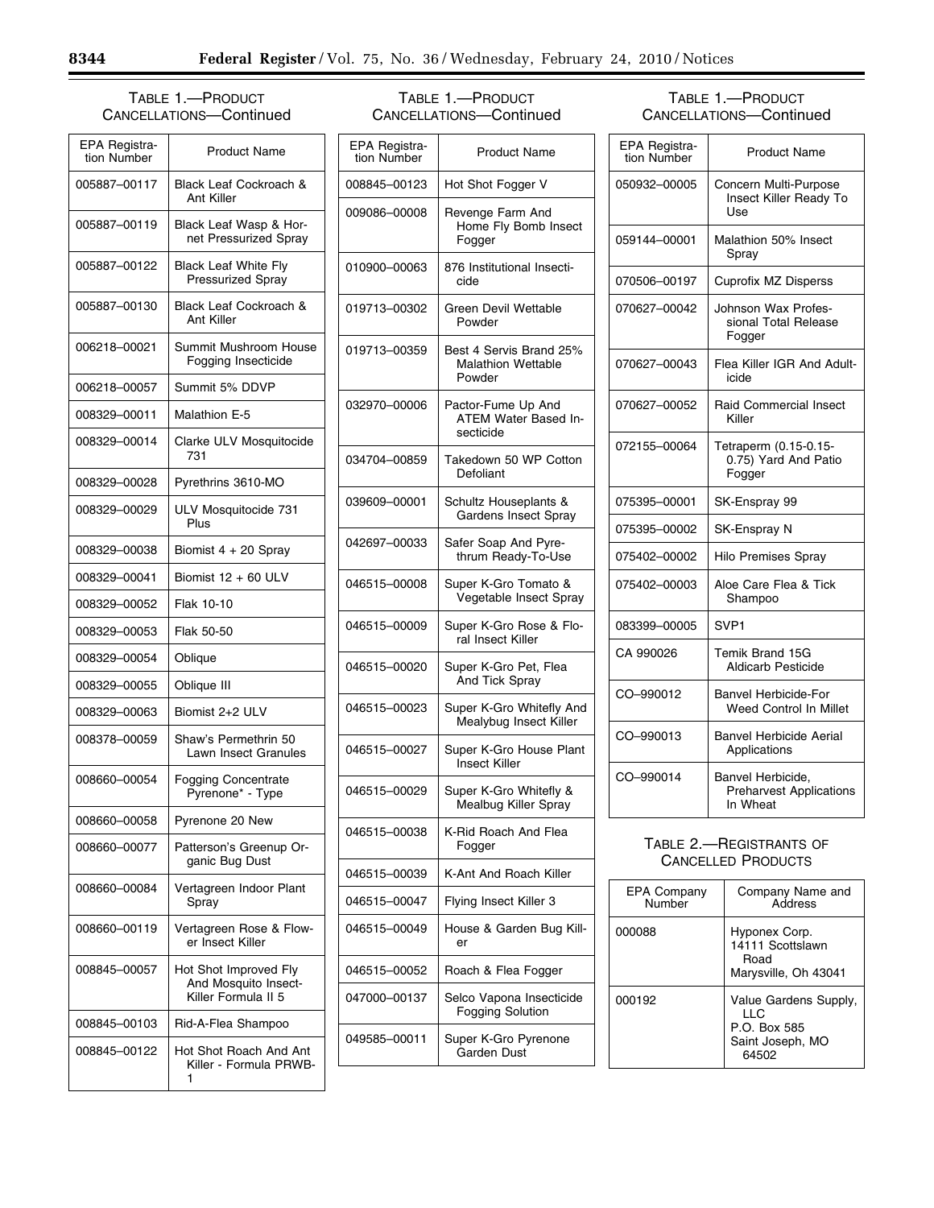TABLE 1.—PRODUCT CANCELLATIONS—Continued

| EPA Registration Number | Product Name |
|---|---|
| 005887–00117 | Black Leaf Cockroach & Ant Killer |
| 005887–00119 | Black Leaf Wasp & Hornet Pressurized Spray |
| 005887–00122 | Black Leaf White Fly Pressurized Spray |
| 005887–00130 | Black Leaf Cockroach & Ant Killer |
| 006218–00021 | Summit Mushroom House Fogging Insecticide |
| 006218–00057 | Summit 5% DDVP |
| 008329–00011 | Malathion E-5 |
| 008329–00014 | Clarke ULV Mosquitocide 731 |
| 008329–00028 | Pyrethrins 3610-MO |
| 008329–00029 | ULV Mosquitocide 731 Plus |
| 008329–00038 | Biomist 4 + 20 Spray |
| 008329–00041 | Biomist 12 + 60 ULV |
| 008329–00052 | Flak 10-10 |
| 008329–00053 | Flak 50-50 |
| 008329–00054 | Oblique |
| 008329–00055 | Oblique III |
| 008329–00063 | Biomist 2+2 ULV |
| 008378–00059 | Shaw's Permethrin 50 Lawn Insect Granules |
| 008660–00054 | Fogging Concentrate Pyrenone* - Type |
| 008660–00058 | Pyrenone 20 New |
| 008660–00077 | Patterson's Greenup Organic Bug Dust |
| 008660–00084 | Vertagreen Indoor Plant Spray |
| 008660–00119 | Vertagreen Rose & Flower Insect Killer |
| 008845–00057 | Hot Shot Improved Fly And Mosquito Insect-Killer Formula II 5 |
| 008845–00103 | Rid-A-Flea Shampoo |
| 008845–00122 | Hot Shot Roach And Ant Killer - Formula PRWB-1 |
| 008845–00123 | Hot Shot Fogger V |
| 009086–00008 | Revenge Farm And Home Fly Bomb Insect Fogger |
| 010900–00063 | 876 Institutional Insecticide |
| 019713–00302 | Green Devil Wettable Powder |
| 019713–00359 | Best 4 Servis Brand 25% Malathion Wettable Powder |
| 032970–00006 | Pactor-Fume Up And ATEM Water Based Insecticide |
| 034704–00859 | Takedown 50 WP Cotton Defoliant |
| 039609–00001 | Schultz Houseplants & Gardens Insect Spray |
| 042697–00033 | Safer Soap And Pyrethrum Ready-To-Use |
| 046515–00008 | Super K-Gro Tomato & Vegetable Insect Spray |
| 046515–00009 | Super K-Gro Rose & Floral Insect Killer |
| 046515–00020 | Super K-Gro Pet, Flea And Tick Spray |
| 046515–00023 | Super K-Gro Whitefly And Mealybug Insect Killer |
| 046515–00027 | Super K-Gro House Plant Insect Killer |
| 046515–00029 | Super K-Gro Whitefly & Mealbug Killer Spray |
| 046515–00038 | K-Rid Roach And Flea Fogger |
| 046515–00039 | K-Ant And Roach Killer |
| 046515–00047 | Flying Insect Killer 3 |
| 046515–00049 | House & Garden Bug Killer |
| 046515–00052 | Roach & Flea Fogger |
| 047000–00137 | Selco Vapona Insecticide Fogging Solution |
| 049585–00011 | Super K-Gro Pyrenone Garden Dust |
| 050932–00005 | Concern Multi-Purpose Insect Killer Ready To Use |
| 059144–00001 | Malathion 50% Insect Spray |
| 070506–00197 | Cuprofix MZ Disperss |
| 070627–00042 | Johnson Wax Professional Total Release Fogger |
| 070627–00043 | Flea Killer IGR And Adulticide |
| 070627–00052 | Raid Commercial Insect Killer |
| 072155–00064 | Tetraperm (0.15-0.15-0.75) Yard And Patio Fogger |
| 075395–00001 | SK-Enspray 99 |
| 075395–00002 | SK-Enspray N |
| 075402–00002 | Hilo Premises Spray |
| 075402–00003 | Aloe Care Flea & Tick Shampoo |
| 083399–00005 | SVP1 |
| CA 990026 | Temik Brand 15G Aldicarb Pesticide |
| CO–990012 | Banvel Herbicide-For Weed Control In Millet |
| CO–990013 | Banvel Herbicide Aerial Applications |
| CO–990014 | Banvel Herbicide, Preharvest Applications In Wheat |

TABLE 2.—REGISTRANTS OF CANCELLED PRODUCTS

| EPA Company Number | Company Name and Address |
|---|---|
| 000088 | Hyponex Corp. 14111 Scottslawn Road Marysville, Oh 43041 |
| 000192 | Value Gardens Supply, LLC P.O. Box 585 Saint Joseph, MO 64502 |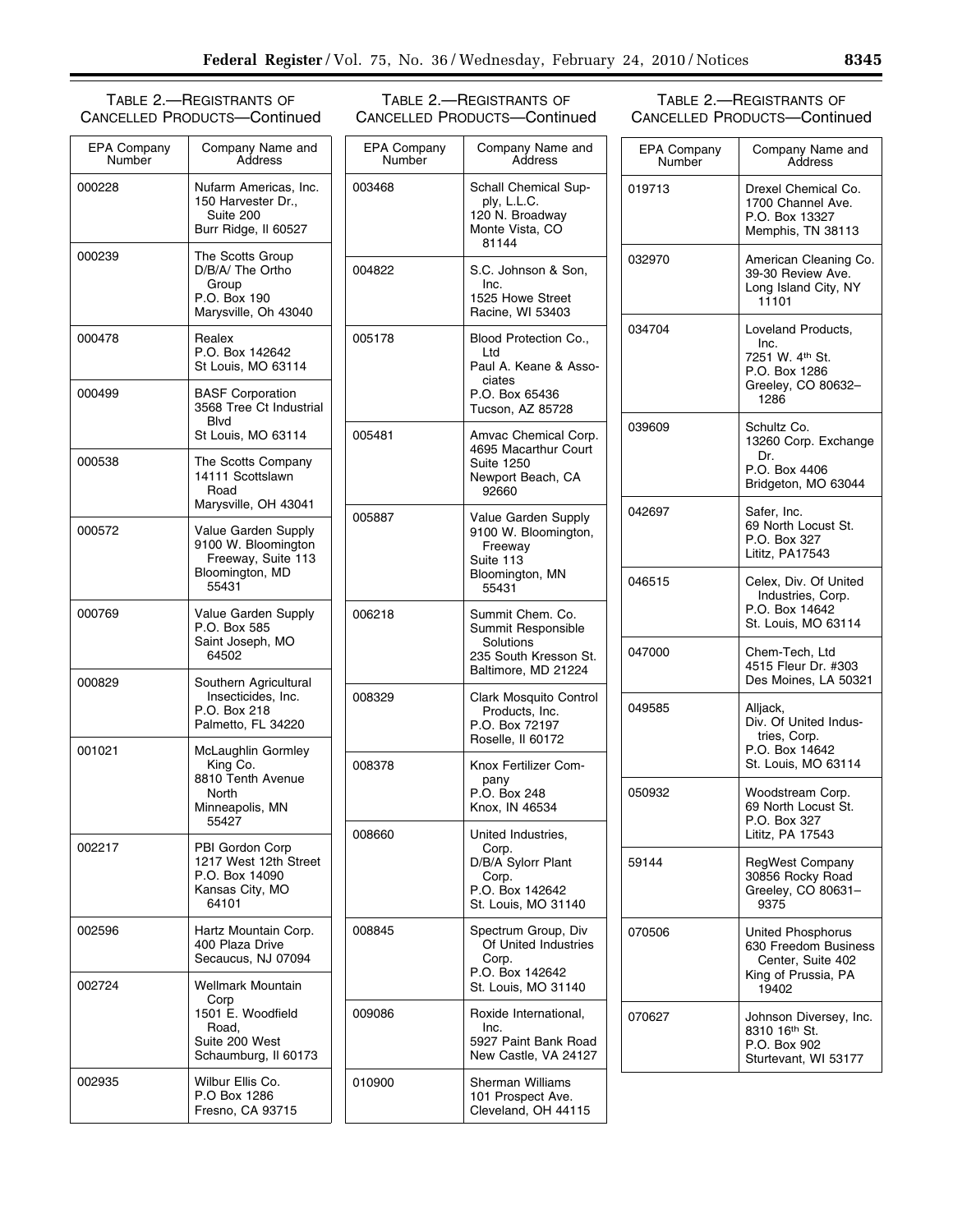TABLE 2.—REGISTRANTS OF CANCELLED PRODUCTS—Continued

| EPA Company Number | Company Name and Address |
| --- | --- |
| 000228 | Nufarm Americas, Inc. 150 Harvester Dr., Suite 200 Burr Ridge, Il 60527 |
| 000239 | The Scotts Group D/B/A/ The Ortho Group P.O. Box 190 Marysville, Oh 43040 |
| 000478 | Realex P.O. Box 142642 St Louis, MO 63114 |
| 000499 | BASF Corporation 3568 Tree Ct Industrial Blvd St Louis, MO 63114 |
| 000538 | The Scotts Company 14111 Scottslawn Road Marysville, OH 43041 |
| 000572 | Value Garden Supply 9100 W. Bloomington Freeway, Suite 113 Bloomington, MD 55431 |
| 000769 | Value Garden Supply P.O. Box 585 Saint Joseph, MO 64502 |
| 000829 | Southern Agricultural Insecticides, Inc. P.O. Box 218 Palmetto, FL 34220 |
| 001021 | McLaughlin Gormley King Co. 8810 Tenth Avenue North Minneapolis, MN 55427 |
| 002217 | PBI Gordon Corp 1217 West 12th Street P.O. Box 14090 Kansas City, MO 64101 |
| 002596 | Hartz Mountain Corp. 400 Plaza Drive Secaucus, NJ 07094 |
| 002724 | Wellmark Mountain Corp 1501 E. Woodfield Road, Suite 200 West Schaumburg, Il 60173 |
| 002935 | Wilbur Ellis Co. P.O Box 1286 Fresno, CA 93715 |
| 003468 | Schall Chemical Supply, L.L.C. 120 N. Broadway Monte Vista, CO 81144 |
| 004822 | S.C. Johnson & Son, Inc. 1525 Howe Street Racine, WI 53403 |
| 005178 | Blood Protection Co., Ltd Paul A. Keane & Associates P.O. Box 65436 Tucson, AZ 85728 |
| 005481 | Amvac Chemical Corp. 4695 Macarthur Court Suite 1250 Newport Beach, CA 92660 |
| 005887 | Value Garden Supply 9100 W. Bloomington, Freeway Suite 113 Bloomington, MN 55431 |
| 006218 | Summit Chem. Co. Summit Responsible Solutions 235 South Kresson St. Baltimore, MD 21224 |
| 008329 | Clark Mosquito Control Products, Inc. P.O. Box 72197 Roselle, Il 60172 |
| 008378 | Knox Fertilizer Company P.O. Box 248 Knox, IN 46534 |
| 008660 | United Industries, Corp. D/B/A Sylorr Plant Corp. P.O. Box 142642 St. Louis, MO 31140 |
| 008845 | Spectrum Group, Div Of United Industries Corp. P.O. Box 142642 St. Louis, MO 31140 |
| 009086 | Roxide International, Inc. 5927 Paint Bank Road New Castle, VA 24127 |
| 010900 | Sherman Williams 101 Prospect Ave. Cleveland, OH 44115 |
| 019713 | Drexel Chemical Co. 1700 Channel Ave. P.O. Box 13327 Memphis, TN 38113 |
| 032970 | American Cleaning Co. 39-30 Review Ave. Long Island City, NY 11101 |
| 034704 | Loveland Products, Inc. 7251 W. 4th St. P.O. Box 1286 Greeley, CO 80632–1286 |
| 039609 | Schultz Co. 13260 Corp. Exchange Dr. P.O. Box 4406 Bridgeton, MO 63044 |
| 042697 | Safer, Inc. 69 North Locust St. P.O. Box 327 Lititz, PA17543 |
| 046515 | Celex, Div. Of United Industries, Corp. P.O. Box 14642 St. Louis, MO 63114 |
| 047000 | Chem-Tech, Ltd 4515 Fleur Dr. #303 Des Moines, LA 50321 |
| 049585 | Alljack, Div. Of United Industries, Corp. P.O. Box 14642 St. Louis, MO 63114 |
| 050932 | Woodstream Corp. 69 North Locust St. P.O. Box 327 Lititz, PA 17543 |
| 59144 | RegWest Company 30856 Rocky Road Greeley, CO 80631–9375 |
| 070506 | United Phosphorus 630 Freedom Business Center, Suite 402 King of Prussia, PA 19402 |
| 070627 | Johnson Diversey, Inc. 8310 16th St. P.O. Box 902 Sturtevant, WI 53177 |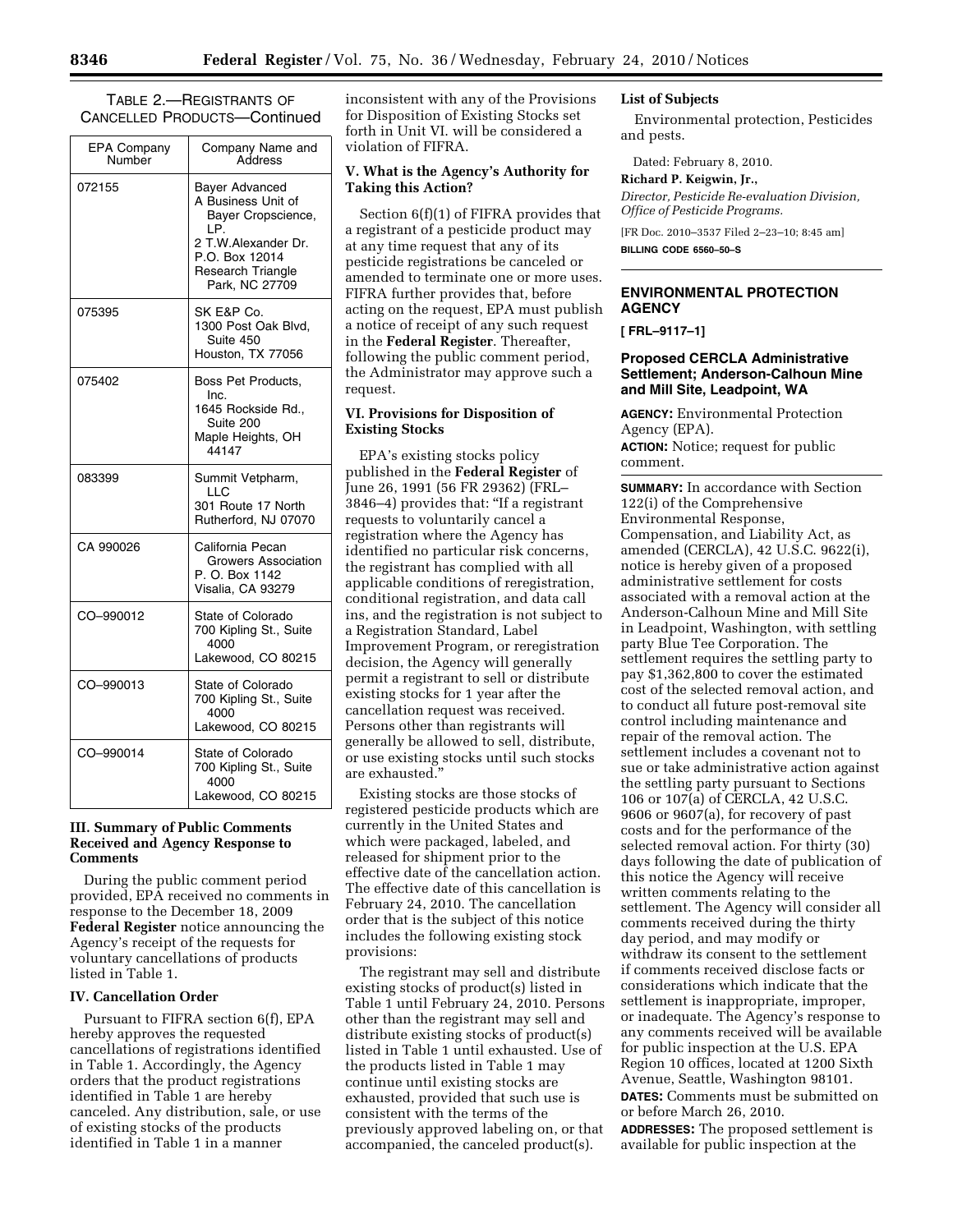TABLE 2.—REGISTRANTS OF CANCELLED PRODUCTS—Continued

| EPA Company Number | Company Name and Address |
|---|---|
| 072155 | Bayer Advanced A Business Unit of Bayer Cropscience, LP. 2 T.W.Alexander Dr. P.O. Box 12014 Research Triangle Park, NC 27709 |
| 075395 | SK E&P Co. 1300 Post Oak Blvd, Suite 450 Houston, TX 77056 |
| 075402 | Boss Pet Products, Inc. 1645 Rockside Rd., Suite 200 Maple Heights, OH 44147 |
| 083399 | Summit Vetpharm, LLC 301 Route 17 North Rutherford, NJ 07070 |
| CA 990026 | California Pecan Growers Association P. O. Box 1142 Visalia, CA 93279 |
| CO–990012 | State of Colorado 700 Kipling St., Suite 4000 Lakewood, CO 80215 |
| CO–990013 | State of Colorado 700 Kipling St., Suite 4000 Lakewood, CO 80215 |
| CO–990014 | State of Colorado 700 Kipling St., Suite 4000 Lakewood, CO 80215 |

## III. Summary of Public Comments Received and Agency Response to Comments

During the public comment period provided, EPA received no comments in response to the December 18, 2009 **Federal Register** notice announcing the Agency's receipt of the requests for voluntary cancellations of products listed in Table 1.

## IV. Cancellation Order

Pursuant to FIFRA section 6(f), EPA hereby approves the requested cancellations of registrations identified in Table 1. Accordingly, the Agency orders that the product registrations identified in Table 1 are hereby canceled. Any distribution, sale, or use of existing stocks of the products identified in Table 1 in a manner inconsistent with any of the Provisions for Disposition of Existing Stocks set forth in Unit VI. will be considered a violation of FIFRA.

## V. What is the Agency's Authority for Taking this Action?

Section 6(f)(1) of FIFRA provides that a registrant of a pesticide product may at any time request that any of its pesticide registrations be canceled or amended to terminate one or more uses. FIFRA further provides that, before acting on the request, EPA must publish a notice of receipt of any such request in the **Federal Register**. Thereafter, following the public comment period, the Administrator may approve such a request.

## VI. Provisions for Disposition of Existing Stocks

EPA's existing stocks policy published in the **Federal Register** of June 26, 1991 (56 FR 29362) (FRL–3846–4) provides that: "If a registrant requests to voluntarily cancel a registration where the Agency has identified no particular risk concerns, the registrant has complied with all applicable conditions of reregistration, conditional registration, and data call ins, and the registration is not subject to a Registration Standard, Label Improvement Program, or reregistration decision, the Agency will generally permit a registrant to sell or distribute existing stocks for 1 year after the cancellation request was received. Persons other than registrants will generally be allowed to sell, distribute, or use existing stocks until such stocks are exhausted."

Existing stocks are those stocks of registered pesticide products which are currently in the United States and which were packaged, labeled, and released for shipment prior to the effective date of the cancellation action. The effective date of this cancellation is February 24, 2010. The cancellation order that is the subject of this notice includes the following existing stock provisions:

The registrant may sell and distribute existing stocks of product(s) listed in Table 1 until February 24, 2010. Persons other than the registrant may sell and distribute existing stocks of product(s) listed in Table 1 until exhausted. Use of the products listed in Table 1 may continue until existing stocks are exhausted, provided that such use is consistent with the terms of the previously approved labeling on, or that accompanied, the canceled product(s).

**List of Subjects**

Environmental protection, Pesticides and pests.

Dated: February 8, 2010.

**Richard P. Keigwin, Jr.,**

*Director, Pesticide Re-evaluation Division, Office of Pesticide Programs.*

[FR Doc. 2010–3537 Filed 2–23–10; 8:45 am]

**BILLING CODE 6560–50–S**

---

## ENVIRONMENTAL PROTECTION AGENCY

**[ FRL–9117–1]**

## Proposed CERCLA Administrative Settlement; Anderson-Calhoun Mine and Mill Site, Leadpoint, WA

**AGENCY:** Environmental Protection Agency (EPA).

**ACTION:** Notice; request for public comment.

**SUMMARY:** In accordance with Section 122(i) of the Comprehensive Environmental Response, Compensation, and Liability Act, as amended (CERCLA), 42 U.S.C. 9622(i), notice is hereby given of a proposed administrative settlement for costs associated with a removal action at the Anderson-Calhoun Mine and Mill Site in Leadpoint, Washington, with settling party Blue Tee Corporation. The settlement requires the settling party to pay $1,362,800 to cover the estimated cost of the selected removal action, and to conduct all future post-removal site control including maintenance and repair of the removal action. The settlement includes a covenant not to sue or take administrative action against the settling party pursuant to Sections 106 or 107(a) of CERCLA, 42 U.S.C. 9606 or 9607(a), for recovery of past costs and for the performance of the selected removal action. For thirty (30) days following the date of publication of this notice the Agency will receive written comments relating to the settlement. The Agency will consider all comments received during the thirty day period, and may modify or withdraw its consent to the settlement if comments received disclose facts or considerations which indicate that the settlement is inappropriate, improper, or inadequate. The Agency's response to any comments received will be available for public inspection at the U.S. EPA Region 10 offices, located at 1200 Sixth Avenue, Seattle, Washington 98101.

**DATES:** Comments must be submitted on or before March 26, 2010.

**ADDRESSES:** The proposed settlement is available for public inspection at the